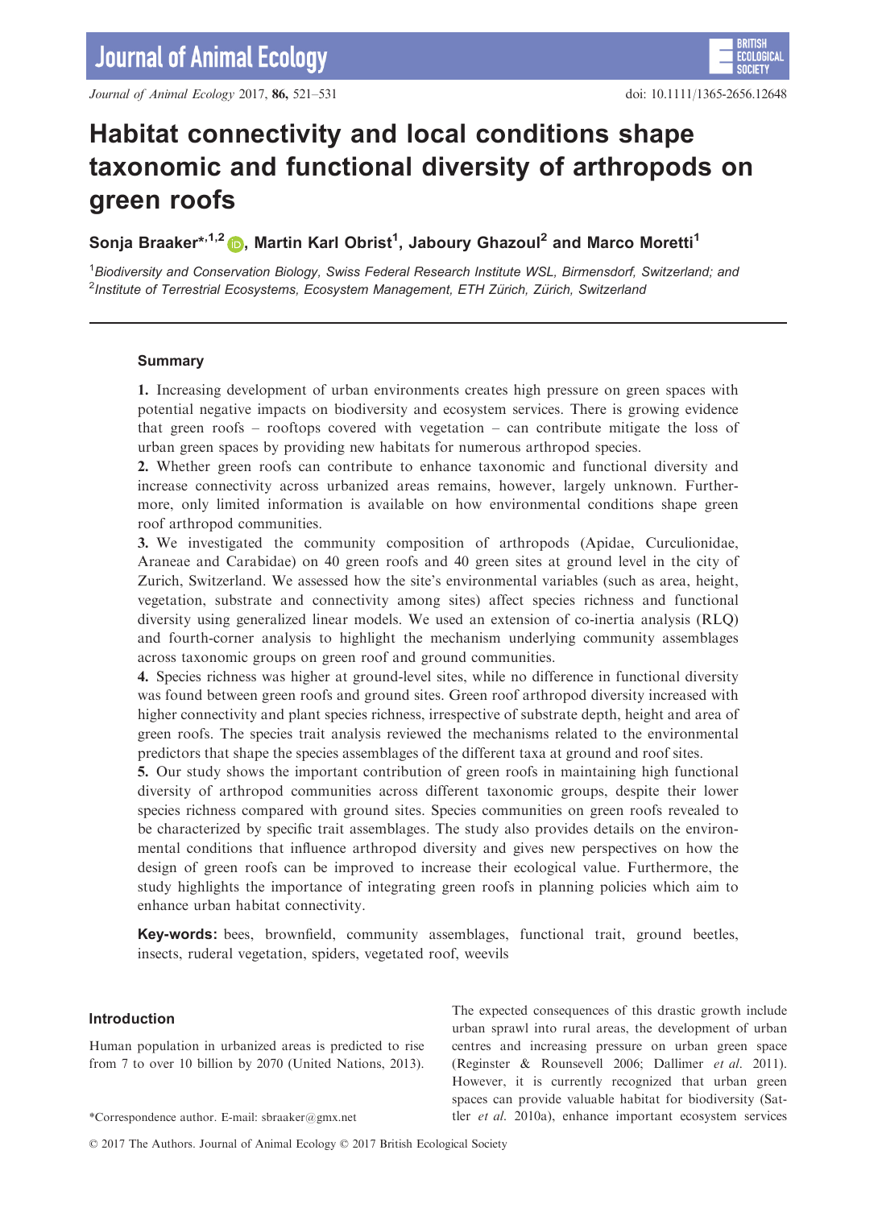# Habitat connectivity and local conditions shape taxonomic and functional diversity of arthropods on green roofs

**Sonja Braaker\*[,1,2], Martin Karl Obrist[1], Jaboury Ghazoul[2] and Marco Moretti[1]**

[1]*Biodiversity and Conservation Biology, Swiss Federal Research Institute WSL, Birmensdorf, Switzerland; and* [2]*Institute of Terrestrial Ecosystems, Ecosystem Management, ETH Zürich, Zürich, Switzerland*

## Summary

**1.** Increasing development of urban environments creates high pressure on green spaces with potential negative impacts on biodiversity and ecosystem services. There is growing evidence that green roofs – rooftops covered with vegetation – can contribute mitigate the loss of urban green spaces by providing new habitats for numerous arthropod species.

**2.** Whether green roofs can contribute to enhance taxonomic and functional diversity and increase connectivity across urbanized areas remains, however, largely unknown. Furthermore, only limited information is available on how environmental conditions shape green roof arthropod communities.

**3.** We investigated the community composition of arthropods (Apidae, Curculionidae, Araneae and Carabidae) on 40 green roofs and 40 green sites at ground level in the city of Zurich, Switzerland. We assessed how the site's environmental variables (such as area, height, vegetation, substrate and connectivity among sites) affect species richness and functional diversity using generalized linear models. We used an extension of co-inertia analysis (RLQ) and fourth-corner analysis to highlight the mechanism underlying community assemblages across taxonomic groups on green roof and ground communities.

**4.** Species richness was higher at ground-level sites, while no difference in functional diversity was found between green roofs and ground sites. Green roof arthropod diversity increased with higher connectivity and plant species richness, irrespective of substrate depth, height and area of green roofs. The species trait analysis reviewed the mechanisms related to the environmental predictors that shape the species assemblages of the different taxa at ground and roof sites.

**5.** Our study shows the important contribution of green roofs in maintaining high functional diversity of arthropod communities across different taxonomic groups, despite their lower species richness compared with ground sites. Species communities on green roofs revealed to be characterized by specific trait assemblages. The study also provides details on the environmental conditions that influence arthropod diversity and gives new perspectives on how the design of green roofs can be improved to increase their ecological value. Furthermore, the study highlights the importance of integrating green roofs in planning policies which aim to enhance urban habitat connectivity.

**Key-words:** bees, brownfield, community assemblages, functional trait, ground beetles, insects, ruderal vegetation, spiders, vegetated roof, weevils

## Introduction

Human population in urbanized areas is predicted to rise from 7 to over 10 billion by 2070 (United Nations, 2013). The expected consequences of this drastic growth include urban sprawl into rural areas, the development of urban centres and increasing pressure on urban green space (Register & Rounsevell 2006; Dallimer *et al.* 2011). However, it is currently recognized that urban green spaces can provide valuable habitat for biodiversity (Sattler *et al.* 2010a), enhance important ecosystem services

\*Correspondence author. E-mail: sbraaker@gmx.net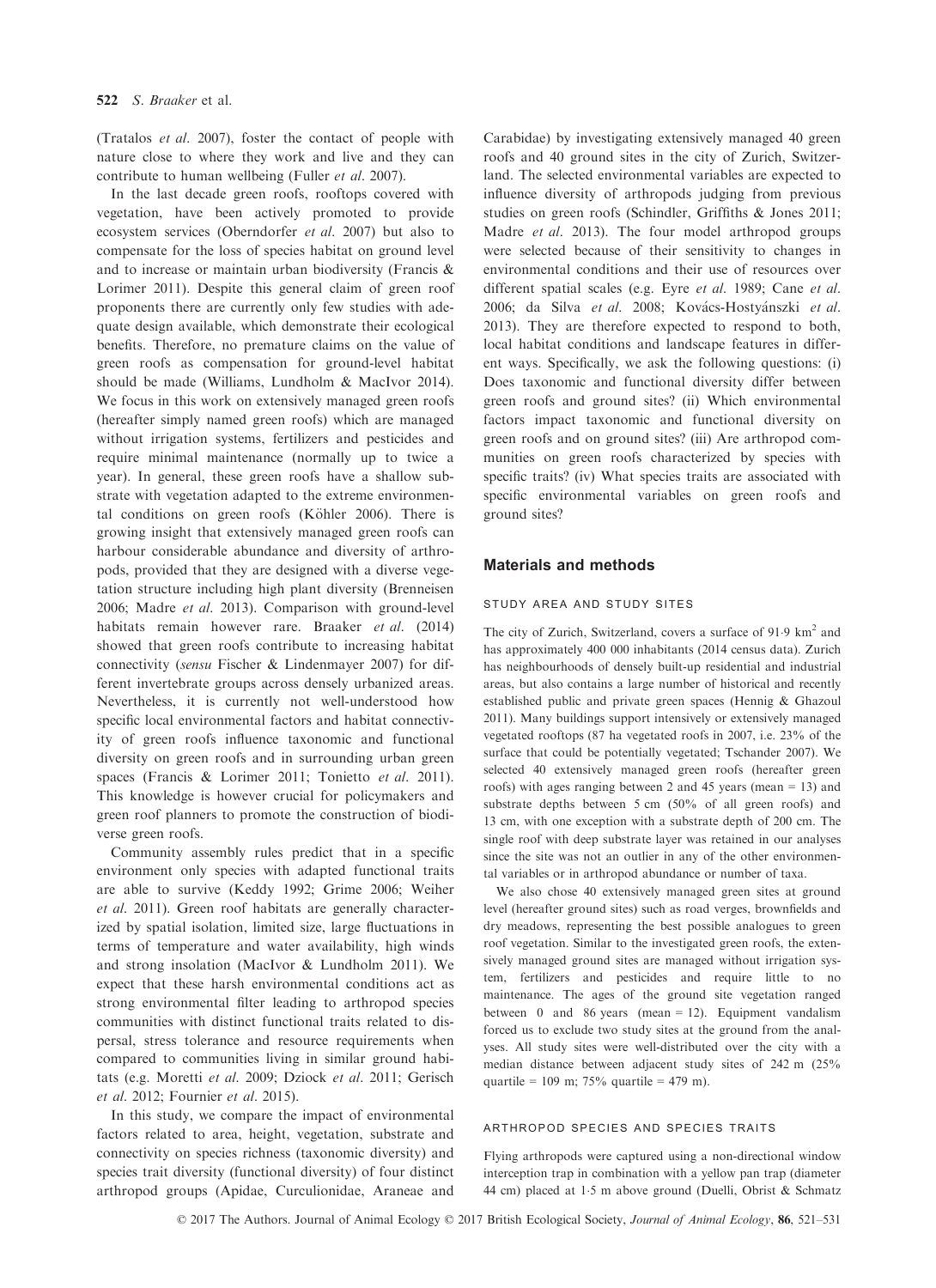(Tratalos *et al.* 2007), foster the contact of people with nature close to where they work and live and they can contribute to human wellbeing (Fuller *et al.* 2007).

In the last decade green roofs, rooftops covered with vegetation, have been actively promoted to provide ecosystem services (Oberndorfer *et al.* 2007) but also to compensate for the loss of species habitat on ground level and to increase or maintain urban biodiversity (Francis & Lorimer 2011). Despite this general claim of green roof proponents there are currently only few studies with adequate design available, which demonstrate their ecological benefits. Therefore, no premature claims on the value of green roofs as compensation for ground-level habitat should be made (Williams, Lundholm & MacIvor 2014). We focus in this work on extensively managed green roofs (hereafter simply named green roofs) which are managed without irrigation systems, fertilizers and pesticides and require minimal maintenance (normally up to twice a year). In general, these green roofs have a shallow substrate with vegetation adapted to the extreme environmental conditions on green roofs (Köhler 2006). There is growing insight that extensively managed green roofs can harbour considerable abundance and diversity of arthropods, provided that they are designed with a diverse vegetation structure including high plant diversity (Brenneisen 2006; Madre *et al.* 2013). Comparison with ground-level habitats remain however rare. Braaker *et al.* (2014) showed that green roofs contribute to increasing habitat connectivity (*sensu* Fischer & Lindenmayer 2007) for different invertebrate groups across densely urbanized areas. Nevertheless, it is currently not well-understood how specific local environmental factors and habitat connectivity of green roofs influence taxonomic and functional diversity on green roofs and in surrounding urban green spaces (Francis & Lorimer 2011; Tonietto *et al.* 2011). This knowledge is however crucial for policymakers and green roof planners to promote the construction of biodiverse green roofs.

Community assembly rules predict that in a specific environment only species with adapted functional traits are able to survive (Keddy 1992; Grime 2006; Weiher *et al.* 2011). Green roof habitats are generally characterized by spatial isolation, limited size, large fluctuations in terms of temperature and water availability, high winds and strong insolation (MacIvor & Lundholm 2011). We expect that these harsh environmental conditions act as strong environmental filter leading to arthropod species communities with distinct functional traits related to dispersal, stress tolerance and resource requirements when compared to communities living in similar ground habitats (e.g. Moretti *et al.* 2009; Dziock *et al.* 2011; Gerisch *et al.* 2012; Fournier *et al.* 2015).

In this study, we compare the impact of environmental factors related to area, height, vegetation, substrate and connectivity on species richness (taxonomic diversity) and species trait diversity (functional diversity) of four distinct arthropod groups (Apidae, Curculionidae, Araneae and Carabidae) by investigating extensively managed 40 green roofs and 40 ground sites in the city of Zurich, Switzerland. The selected environmental variables are expected to influence diversity of arthropods judging from previous studies on green roofs (Schindler, Griffiths & Jones 2011; Madre *et al.* 2013). The four model arthropod groups were selected because of their sensitivity to changes in environmental conditions and their use of resources over different spatial scales (e.g. Eyre *et al.* 1989; Cane *et al.* 2006; da Silva *et al.* 2008; Kovács-Hostyánszki *et al.* 2013). They are therefore expected to respond to both, local habitat conditions and landscape features in different ways. Specifically, we ask the following questions: (i) Does taxonomic and functional diversity differ between green roofs and ground sites? (ii) Which environmental factors impact taxonomic and functional diversity on green roofs and on ground sites? (iii) Are arthropod communities on green roofs characterized by species with specific traits? (iv) What species traits are associated with specific environmental variables on green roofs and ground sites?

## Materials and methods

### STUDY AREA AND STUDY SITES

The city of Zurich, Switzerland, covers a surface of 91·9 $km^2$ and has approximately 400 000 inhabitants (2014 census data). Zurich has neighbourhoods of densely built-up residential and industrial areas, but also contains a large number of historical and recently established public and private green spaces (Hennig & Ghazoul 2011). Many buildings support intensively or extensively managed vegetated rooftops (87 ha vegetated roofs in 2007, i.e. 23% of the surface that could be potentially vegetated; Tschander 2007). We selected 40 extensively managed green roofs (hereafter green roofs) with ages ranging between 2 and 45 years (mean = 13) and substrate depths between 5 cm (50% of all green roofs) and 13 cm, with one exception with a substrate depth of 200 cm. The single roof with deep substrate layer was retained in our analyses since the site was not an outlier in any of the other environmental variables or in arthropod abundance or number of taxa.

We also chose 40 extensively managed green sites at ground level (hereafter ground sites) such as road verges, brownfields and dry meadows, representing the best possible analogues to green roof vegetation. Similar to the investigated green roofs, the extensively managed ground sites are managed without irrigation system, fertilizers and pesticides and require little to no maintenance. The ages of the ground site vegetation ranged between 0 and 86 years (mean = 12). Equipment vandalism forced us to exclude two study sites at the ground from the analyses. All study sites were well-distributed over the city with a median distance between adjacent study sites of 242 m (25% quartile = 109 m; 75% quartile = 479 m).

### ARTHROPOD SPECIES AND SPECIES TRAITS

Flying arthropods were captured using a non-directional window interception trap in combination with a yellow pan trap (diameter 44 cm) placed at 1·5 m above ground (Duelli, Obrist & Schmatz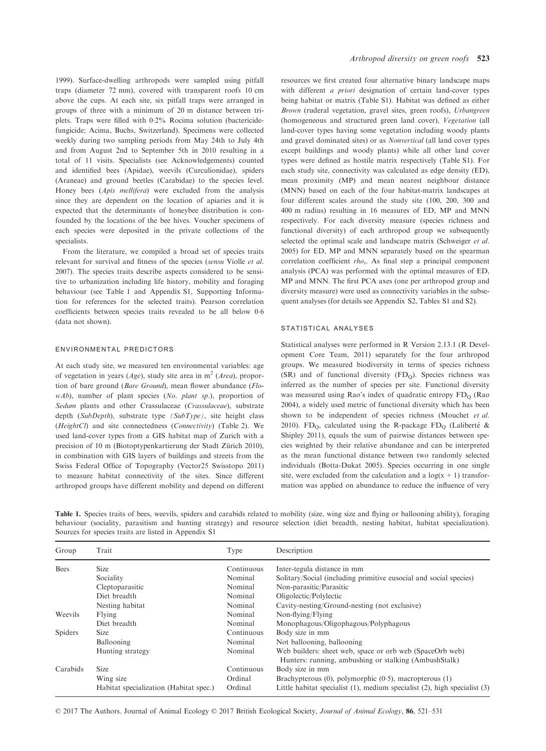1999). Surface-dwelling arthropods were sampled using pitfall traps (diameter 72 mm), covered with transparent roofs 10 cm above the cups. At each site, six pitfall traps were arranged in groups of three with a minimum of 20 m distance between triplets. Traps were filled with 0·2% Rocima solution (bactericide-fungicide; Acima, Buchs, Switzerland). Specimens were collected weekly during two sampling periods from May 24th to July 4th and from August 2nd to September 5th in 2010 resulting in a total of 11 visits. Specialists (see Acknowledgements) counted and identified bees (Apidae), weevils (Curculionidae), spiders (Araneae) and ground beetles (Carabidae) to the species level. Honey bees (*Apis mellifera*) were excluded from the analysis since they are dependent on the location of apiaries and it is expected that the determinants of honeybee distribution is confounded by the locations of the bee hives. Voucher specimens of each species were deposited in the private collections of the specialists.

From the literature, we compiled a broad set of species traits relevant for survival and fitness of the species (*sensu* Violle *et al.* 2007). The species traits describe aspects considered to be sensitive to urbanization including life history, mobility and foraging behaviour (see Table 1 and Appendix S1, Supporting Information for references for the selected traits). Pearson correlation coefficients between species traits revealed to be all below 0·6 (data not shown).

### ENVIRONMENTAL PREDICTORS

At each study site, we measured ten environmental variables: age of vegetation in years (*Age*), study site area in $m^2$ (*Area*), proportion of bare ground (*Bare Ground*), mean flower abundance (*FlowAb*), number of plant species (*No. plant sp.*), proportion of *Sedum* plants and other Crassulaceae (*Crassulaceae*), substrate depth (*SubDepth*), substrate type *(SubType)*, site height class (*HeightCl*) and site connectedness (*Connectivity*) (Table 2). We used land-cover types from a GIS habitat map of Zurich with a precision of 10 m (Biotoptypenkartierung der Stadt Zürich 2010), in combination with GIS layers of buildings and streets from the Swiss Federal Office of Topography (Vector25 Swisstopo 2011) to measure habitat connectivity of the sites. Since different arthropod groups have different mobility and depend on different resources we first created four alternative binary landscape maps with different *a priori* designation of certain land-cover types being habitat or matrix (Table S1). Habitat was defined as either *Brown* (ruderal vegetation, gravel sites, green roofs), *Urbangreen* (homogeneous and structured green land cover), *Vegetation* (all land-cover types having some vegetation including woody plants and gravel dominated sites) or as *Nonvertical* (all land cover types except buildings and woody plants) while all other land cover types were defined as hostile matrix respectively (Table S1). For each study site, connectivity was calculated as edge density (ED), mean proximity (MP) and mean nearest neighbour distance (MNN) based on each of the four habitat-matrix landscapes at four different scales around the study site (100, 200, 300 and 400 m radius) resulting in 16 measures of ED, MP and MNN respectively. For each diversity measure (species richness and functional diversity) of each arthropod group we subsequently selected the optimal scale and landscape matrix (Schweiger *et al.* 2005) for ED, MP and MNN separately based on the spearman correlation coefficient $rho_s$. As final step a principal component analysis (PCA) was performed with the optimal measures of ED, MP and MNN. The first PCA axes (one per arthropod group and diversity measure) were used as connectivity variables in the subsequent analyses (for details see Appendix S2, Tables S1 and S2).

### STATISTICAL ANALYSES

Statistical analyses were performed in R Version 2.13.1 (R Development Core Team, 2011) separately for the four arthropod groups. We measured biodiversity in terms of species richness (SR) and of functional diversity ($FD_Q$). Species richness was inferred as the number of species per site. Functional diversity was measured using Rao's index of quadratic entropy $FD_Q$ (Rao 2004), a widely used metric of functional diversity which has been shown to be independent of species richness (Mouchet *et al.* 2010). $FD_Q$, calculated using the R-package $FD_Q$ (Laliberté & Shipley 2011), equals the sum of pairwise distances between species weighted by their relative abundance and can be interpreted as the mean functional distance between two randomly selected individuals (Botta-Dukat 2005). Species occurring in one single site, were excluded from the calculation and a log(x + 1) transformation was applied on abundance to reduce the influence of very

**Table 1.** Species traits of bees, weevils, spiders and carabids related to mobility (size, wing size and flying or ballooning ability), foraging behaviour (sociality, parasitism and hunting strategy) and resource selection (diet breadth, nesting habitat, habitat specialization). Sources for species traits are listed in Appendix S1

| Group | Trait | Type | Description |
|---|---|---|---|
| Bees | Size | Continuous | Inter-tegula distance in mm |
| | Sociality | Nominal | Solitary/Social (including primitive eusocial and social species) |
| | Cleptoparasitic | Nominal | Non-parasitic/Parasitic |
| | Diet breadth | Nominal | Oligolectic/Polylectic |
| | Nesting habitat | Nominal | Cavity-nesting/Ground-nesting (not exclusive) |
| Weevils | Flying | Nominal | Non-flying/Flying |
| | Diet breadth | Nominal | Monophagous/Oligophagous/Polyphagous |
| Spiders | Size | Continuous | Body size in mm |
| | Ballooning | Nominal | Not ballooning, ballooning |
| | Hunting strategy | Nominal | Web builders: sheet web, space or orb web (SpaceOrb web) Hunters: running, ambushing or stalking (AmbushStalk) |
| Carabids | Size | Continuous | Body size in mm |
| | Wing size | Ordinal | Brachypterous (0), polymorphic (0·5), macropterous (1) |
| | Habitat specialization (Habitat spec.) | Ordinal | Little habitat specialist (1), medium specialist (2), high specialist (3) |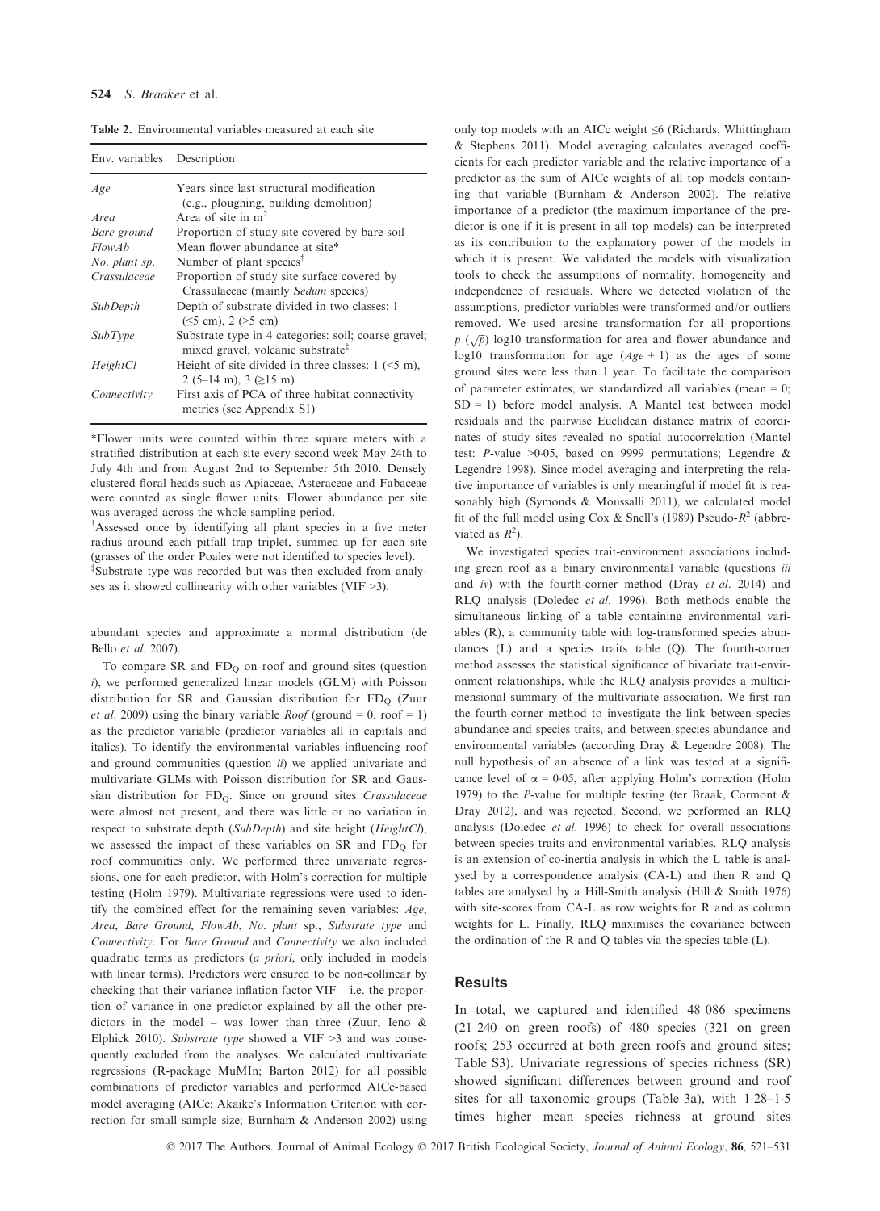**Table 2.** Environmental variables measured at each site

| Env. variables | Description |
|---|---|
| *Age* | Years since last structural modification (e.g., ploughing, building demolition) |
| *Area* | Area of site in $m^2$ |
| *Bare ground* | Proportion of study site covered by bare soil |
| *FlowAb* | Mean flower abundance at site* |
| *No. plant sp.* | Number of plant species[†] |
| *Crassulaceae* | Proportion of study site surface covered by Crassulaceae (mainly *Sedum* species) |
| *SubDepth* | Depth of substrate divided in two classes: 1 (≤5 cm), 2 (>5 cm) |
| *SubType* | Substrate type in 4 categories: soil; coarse gravel; mixed gravel, volcanic substrate[‡] |
| *HeightCl* | Height of site divided in three classes: 1 (<5 m), 2 (5–14 m), 3 (≥15 m) |
| *Connectivity* | First axis of PCA of three habitat connectivity metrics (see Appendix S1) |

*Flower units were counted within three square meters with a stratified distribution at each site every second week May 24th to July 4th and from August 2nd to September 5th 2010. Densely clustered floral heads such as Apiaceae, Asteraceae and Fabaceae were counted as single flower units. Flower abundance per site was averaged across the whole sampling period.

[†]Assessed once by identifying all plant species in a five meter radius around each pitfall trap triplet, summed up for each site (grasses of the order Poales were not identified to species level).

[‡]Substrate type was recorded but was then excluded from analyses as it showed collinearity with other variables (VIF >3).

abundant species and approximate a normal distribution (de Bello *et al.* 2007).

To compare SR and $FD_Q$ on roof and ground sites (question *i*), we performed generalized linear models (GLM) with Poisson distribution for SR and Gaussian distribution for $FD_Q$ (Zuur *et al.* 2009) using the binary variable *Roof* (ground = 0, roof = 1) as the predictor variable (predictor variables all in capitals and italics). To identify the environmental variables influencing roof and ground communities (question *ii*) we applied univariate and multivariate GLMs with Poisson distribution for SR and Gaussian distribution for $FD_Q$. Since on ground sites *Crassulaceae* were almost not present, and there was little or no variation in respect to substrate depth (*SubDepth*) and site height (*HeightCl*), we assessed the impact of these variables on SR and $FD_Q$ for roof communities only. We performed three univariate regressions, one for each predictor, with Holm's correction for multiple testing (Holm 1979). Multivariate regressions were used to identify the combined effect for the remaining seven variables: *Age*, *Area*, *Bare Ground*, *FlowAb*, *No. plant* sp., *Substrate type* and *Connectivity*. For *Bare Ground* and *Connectivity* we also included quadratic terms as predictors (*a priori*, only included in models with linear terms). Predictors were ensured to be non-collinear by checking that their variance inflation factor VIF – i.e. the proportion of variance in one predictor explained by all the other predictors in the model – was lower than three (Zuur, Ieno & Elphick 2010). *Substrate type* showed a VIF >3 and was consequently excluded from the analyses. We calculated multivariate regressions (R-package MuMIn; Barton 2012) for all possible combinations of predictor variables and performed AICc-based model averaging (AICc: Akaike's Information Criterion with correction for small sample size; Burnham & Anderson 2002) using only top models with an AICc weight ≤6 (Richards, Whittingham & Stephens 2011). Model averaging calculates averaged coefficients for each predictor variable and the relative importance of a predictor as the sum of AICc weights of all top models containing that variable (Burnham & Anderson 2002). The relative importance of a predictor (the maximum importance of the predictor is one if it is present in all top models) can be interpreted as its contribution to the explanatory power of the models in which it is present. We validated the models with visualization tools to check the assumptions of normality, homogeneity and independence of residuals. Where we detected violation of the assumptions, predictor variables were transformed and/or outliers removed. We used arcsine transformation for all proportions $p$ ($\sqrt{p}$) log10 transformation for area and flower abundance and log10 transformation for age ($Age + 1$) as the ages of some ground sites were less than 1 year. To facilitate the comparison of parameter estimates, we standardized all variables (mean = 0; SD = 1) before model analysis. A Mantel test between model residuals and the pairwise Euclidean distance matrix of coordinates of study sites revealed no spatial autocorrelation (Mantel test: $P$-value >0·05, based on 9999 permutations; Legendre & Legendre 1998). Since model averaging and interpreting the relative importance of variables is only meaningful if model fit is reasonably high (Symonds & Moussalli 2011), we calculated model fit of the full model using Cox & Snell's (1989) Pseudo-$R^2$ (abbreviated as $R^2$).

We investigated species trait-environment associations including green roof as a binary environmental variable (questions *iii* and *iv*) with the fourth-corner method (Dray *et al.* 2014) and RLQ analysis (Doledec *et al.* 1996). Both methods enable the simultaneous linking of a table containing environmental variables (R), a community table with log-transformed species abundances (L) and a species traits table (Q). The fourth-corner method assesses the statistical significance of bivariate trait-environment relationships, while the RLQ analysis provides a multidimensional summary of the multivariate association. We first ran the fourth-corner method to investigate the link between species abundance and species traits, and between species abundance and environmental variables (according Dray & Legendre 2008). The null hypothesis of an absence of a link was tested at a significance level of $\alpha = 0{\cdot}05$, after applying Holm's correction (Holm 1979) to the $P$-value for multiple testing (ter Braak, Cormont & Dray 2012), and was rejected. Second, we performed an RLQ analysis (Doledec *et al.* 1996) to check for overall associations between species traits and environmental variables. RLQ analysis is an extension of co-inertia analysis in which the L table is analysed by a correspondence analysis (CA-L) and then R and Q tables are analysed by a Hill-Smith analysis (Hill & Smith 1976) with site-scores from CA-L as row weights for R and as column weights for L. Finally, RLQ maximises the covariance between the ordination of the R and Q tables via the species table (L).

## Results

In total, we captured and identified 48 086 specimens (21 240 on green roofs) of 480 species (321 on green roofs; 253 occurred at both green roofs and ground sites; Table S3). Univariate regressions of species richness (SR) showed significant differences between ground and roof sites for all taxonomic groups (Table 3a), with 1·28–1·5 times higher mean species richness at ground sites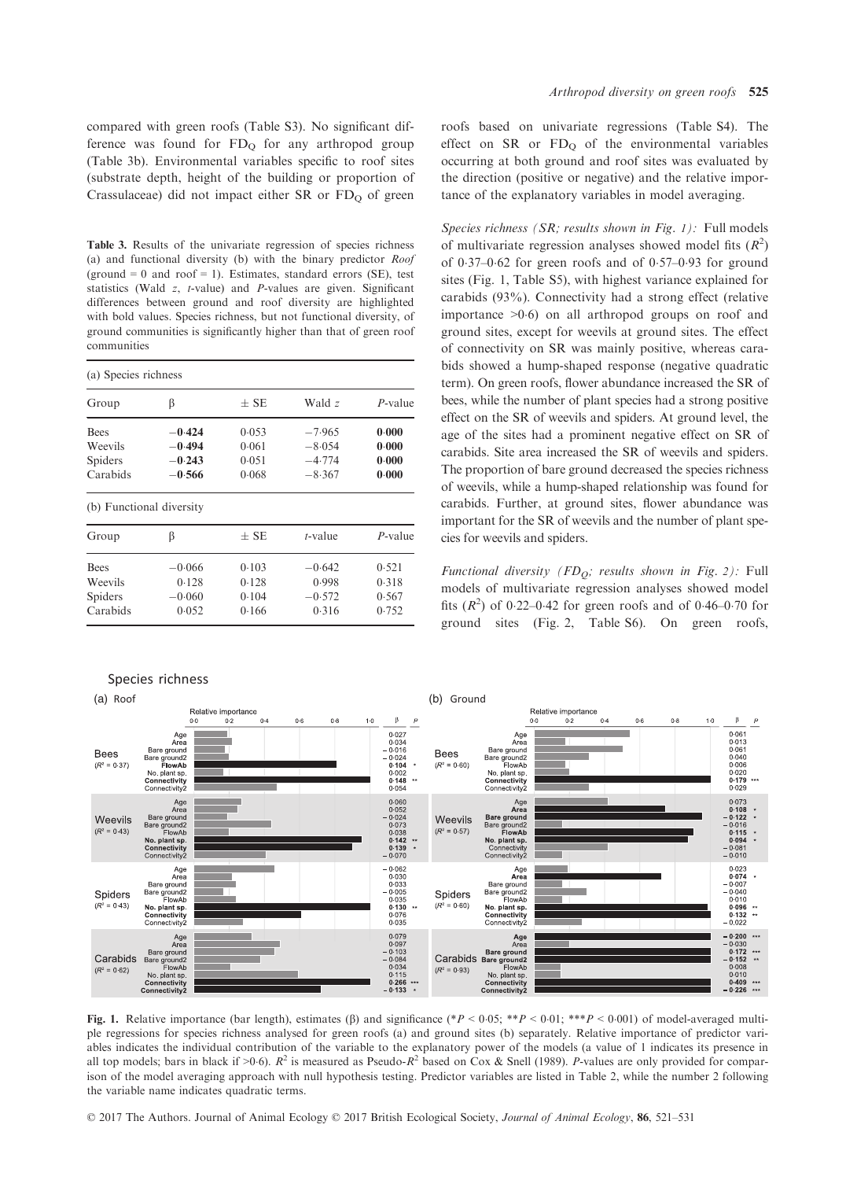compared with green roofs (Table S3). No significant difference was found for $FD_Q$ for any arthropod group (Table 3b). Environmental variables specific to roof sites (substrate depth, height of the building or proportion of Crassulaceae) did not impact either SR or $FD_Q$ of green roofs based on univariate regressions (Table S4). The effect on SR or $FD_Q$ of the environmental variables occurring at both ground and roof sites was evaluated by the direction (positive or negative) and the relative importance of the explanatory variables in model averaging.

**Table 3.** Results of the univariate regression of species richness (a) and functional diversity (b) with the binary predictor *Roof* (ground = 0 and roof = 1). Estimates, standard errors (SE), test statistics (Wald *z*, *t*-value) and *P*-values are given. Significant differences between ground and roof diversity are highlighted with bold values. Species richness, but not functional diversity, of ground communities is significantly higher than that of green roof communities

(a) Species richness

| Group | β | ± SE | Wald *z* | *P*-value |
|---|---|---|---|---|
| Bees | **−0·424** | 0·053 | −7·965 | **0·000** |
| Weevils | **−0·494** | 0·061 | −8·054 | **0·000** |
| Spiders | **−0·243** | 0·051 | −4·774 | **0·000** |
| Carabids | **−0·566** | 0·068 | −8·367 | **0·000** |

(b) Functional diversity

| Group | β | ± SE | *t*-value | *P*-value |
|---|---|---|---|---|
| Bees | −0·066 | 0·103 | −0·642 | 0·521 |
| Weevils | 0·128 | 0·128 | 0·998 | 0·318 |
| Spiders | −0·060 | 0·104 | −0·572 | 0·567 |
| Carabids | 0·052 | 0·166 | 0·316 | 0·752 |

*Species richness (SR; results shown in Fig. 1):* Full models of multivariate regression analyses showed model fits ($R^2$) of 0·37–0·62 for green roofs and of 0·57–0·93 for ground sites (Fig. 1, Table S5), with highest variance explained for carabids (93%). Connectivity had a strong effect (relative importance >0·6) on all arthropod groups on roof and ground sites, except for weevils at ground sites. The effect of connectivity on SR was mainly positive, whereas carabids showed a hump-shaped response (negative quadratic term). On green roofs, flower abundance increased the SR of bees, while the number of plant species had a strong positive effect on the SR of weevils and spiders. At ground level, the age of the sites had a prominent negative effect on SR of carabids. Site area increased the SR of weevils and spiders. The proportion of bare ground decreased the species richness of weevils, while a hump-shaped relationship was found for carabids. Further, at ground sites, flower abundance was important for the SR of weevils and the number of plant species for weevils and spiders.

*Functional diversity ($FD_Q$; results shown in Fig. 2):* Full models of multivariate regression analyses showed model fits ($R^2$) of 0·22–0·42 for green roofs and of 0·46–0·70 for ground sites (Fig. 2, Table S6). On green roofs,

**Fig. 1.** Relative importance (bar length), estimates (β) and significance (*$P$ < 0·05; **$P$ < 0·01; ***$P$ < 0·001) of model-averaged multiple regressions for species richness analysed for green roofs (a) and ground sites (b) separately. Relative importance of predictor variables indicates the individual contribution of the variable to the explanatory power of the models (a value of 1 indicates its presence in all top models; bars in black if >0·6). $R^2$ is measured as Pseudo-$R^2$ based on Cox & Snell (1989). *P*-values are only provided for comparison of the model averaging approach with null hypothesis testing. Predictor variables are listed in Table 2, while the number 2 following the variable name indicates quadratic terms.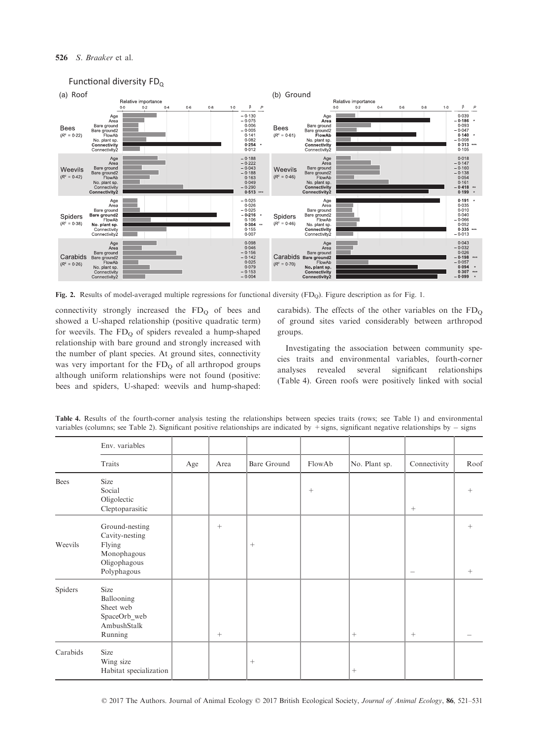Fig. 2. Results of model-averaged multiple regressions for functional diversity ($FD_Q$). Figure description as for Fig. 1.

connectivity strongly increased the $FD_Q$ of bees and showed a U-shaped relationship (positive quadratic term) for weevils. The $FD_Q$ of spiders revealed a hump-shaped relationship with bare ground and strongly increased with the number of plant species. At ground sites, connectivity was very important for the $FD_Q$ of all arthropod groups although uniform relationships were not found (positive: bees and spiders, U-shaped: weevils and hump-shaped: carabids). The effects of the other variables on the $FD_Q$ of ground sites varied considerably between arthropod groups.

Investigating the association between community species traits and environmental variables, fourth-corner analyses revealed several significant relationships (Table 4). Green roofs were positively linked with social

**Table 4.** Results of the fourth-corner analysis testing the relationships between species traits (rows; see Table 1) and environmental variables (columns; see Table 2). Significant positive relationships are indicated by + signs, significant negative relationships by − signs

| | Env. variables | | | | | | | |
|---|---|---|---|---|---|---|---|---|
| | Traits | Age | Area | Bare Ground | FlowAb | No. Plant sp. | Connectivity | Roof |
| Bees | Size | | | | | | | |
| | Social | | | | + | | | + |
| | Oligolectic | | | | | | | |
| | Cleptoparasitic | | | | | | + | |
| Weevils | Ground-nesting | | + | | | | | + |
| | Cavity-nesting | | | | | | | |
| | Flying | | | + | | | | |
| | Monophagous | | | | | | | |
| | Oligophagous | | | | | | | |
| | Polyphagous | | | | | | − | + |
| Spiders | Size | | | | | | | |
| | Ballooning | | | | | | | |
| | Sheet web | | | | | | | |
| | SpaceOrb_web | | | | | | | |
| | AmbushStalk | | | | | | | |
| | Running | | + | | | + | + | − |
| Carabids | Size | | | | | | | |
| | Wing size | | | + | | | | |
| | Habitat specialization | | | | | + | | |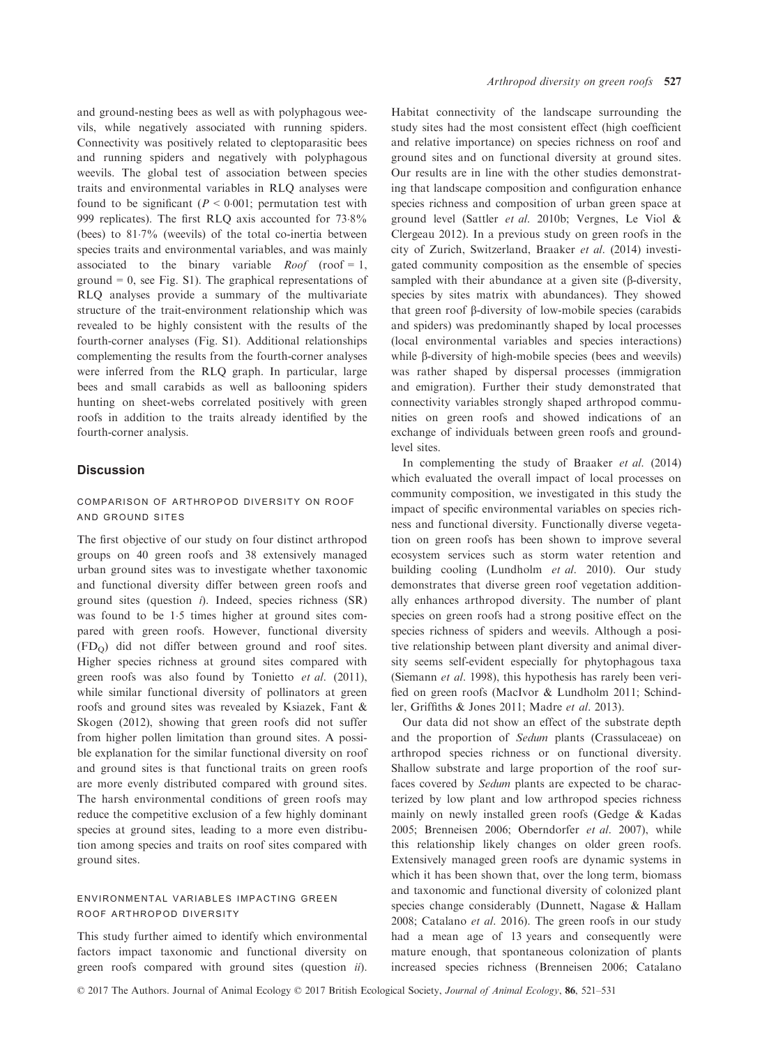and ground-nesting bees as well as with polyphagous weevils, while negatively associated with running spiders. Connectivity was positively related to cleptoparasitic bees and running spiders and negatively with polyphagous weevils. The global test of association between species traits and environmental variables in RLQ analyses were found to be significant ($P < 0{\cdot}001$; permutation test with 999 replicates). The first RLQ axis accounted for 73·8% (bees) to 81·7% (weevils) of the total co-inertia between species traits and environmental variables, and was mainly associated to the binary variable *Roof* (roof = 1, ground = 0, see Fig. S1). The graphical representations of RLQ analyses provide a summary of the multivariate structure of the trait-environment relationship which was revealed to be highly consistent with the results of the fourth-corner analyses (Fig. S1). Additional relationships complementing the results from the fourth-corner analyses were inferred from the RLQ graph. In particular, large bees and small carabids as well as ballooning spiders hunting on sheet-webs correlated positively with green roofs in addition to the traits already identified by the fourth-corner analysis.

## Discussion

### COMPARISON OF ARTHROPOD DIVERSITY ON ROOF AND GROUND SITES

The first objective of our study on four distinct arthropod groups on 40 green roofs and 38 extensively managed urban ground sites was to investigate whether taxonomic and functional diversity differ between green roofs and ground sites (question *i*). Indeed, species richness (SR) was found to be 1·5 times higher at ground sites compared with green roofs. However, functional diversity ($FD_Q$) did not differ between ground and roof sites. Higher species richness at ground sites compared with green roofs was also found by Tonietto *et al.* (2011), while similar functional diversity of pollinators at green roofs and ground sites was revealed by Ksiazek, Fant & Skogen (2012), showing that green roofs did not suffer from higher pollen limitation than ground sites. A possible explanation for the similar functional diversity on roof and ground sites is that functional traits on green roofs are more evenly distributed compared with ground sites. The harsh environmental conditions of green roofs may reduce the competitive exclusion of a few highly dominant species at ground sites, leading to a more even distribution among species and traits on roof sites compared with ground sites.

### ENVIRONMENTAL VARIABLES IMPACTING GREEN ROOF ARTHROPOD DIVERSITY

This study further aimed to identify which environmental factors impact taxonomic and functional diversity on green roofs compared with ground sites (question *ii*). Habitat connectivity of the landscape surrounding the study sites had the most consistent effect (high coefficient and relative importance) on species richness on roof and ground sites and on functional diversity at ground sites. Our results are in line with the other studies demonstrating that landscape composition and configuration enhance species richness and composition of urban green space at ground level (Sattler *et al.* 2010b; Vergnes, Le Viol & Clergeau 2012). In a previous study on green roofs in the city of Zurich, Switzerland, Braaker *et al.* (2014) investigated community composition as the ensemble of species sampled with their abundance at a given site (β-diversity, species by sites matrix with abundances). They showed that green roof β-diversity of low-mobile species (carabids and spiders) was predominantly shaped by local processes (local environmental variables and species interactions) while β-diversity of high-mobile species (bees and weevils) was rather shaped by dispersal processes (immigration and emigration). Further their study demonstrated that connectivity variables strongly shaped arthropod communities on green roofs and showed indications of an exchange of individuals between green roofs and ground-level sites.

In complementing the study of Braaker *et al.* (2014) which evaluated the overall impact of local processes on community composition, we investigated in this study the impact of specific environmental variables on species richness and functional diversity. Functionally diverse vegetation on green roofs has been shown to improve several ecosystem services such as storm water retention and building cooling (Lundholm *et al.* 2010). Our study demonstrates that diverse green roof vegetation additionally enhances arthropod diversity. The number of plant species on green roofs had a strong positive effect on the species richness of spiders and weevils. Although a positive relationship between plant diversity and animal diversity seems self-evident especially for phytophagous taxa (Siemann *et al.* 1998), this hypothesis has rarely been verified on green roofs (MacIvor & Lundholm 2011; Schindler, Griffiths & Jones 2011; Madre *et al.* 2013).

Our data did not show an effect of the substrate depth and the proportion of *Sedum* plants (Crassulaceae) on arthropod species richness or on functional diversity. Shallow substrate and large proportion of the roof surfaces covered by *Sedum* plants are expected to be characterized by low plant and low arthropod species richness mainly on newly installed green roofs (Gedge & Kadas 2005; Brenneisen 2006; Oberndorfer *et al.* 2007), while this relationship likely changes on older green roofs. Extensively managed green roofs are dynamic systems in which it has been shown that, over the long term, biomass and taxonomic and functional diversity of colonized plant species change considerably (Dunnett, Nagase & Hallam 2008; Catalano *et al.* 2016). The green roofs in our study had a mean age of 13 years and consequently were mature enough, that spontaneous colonization of plants increased species richness (Brenneisen 2006; Catalano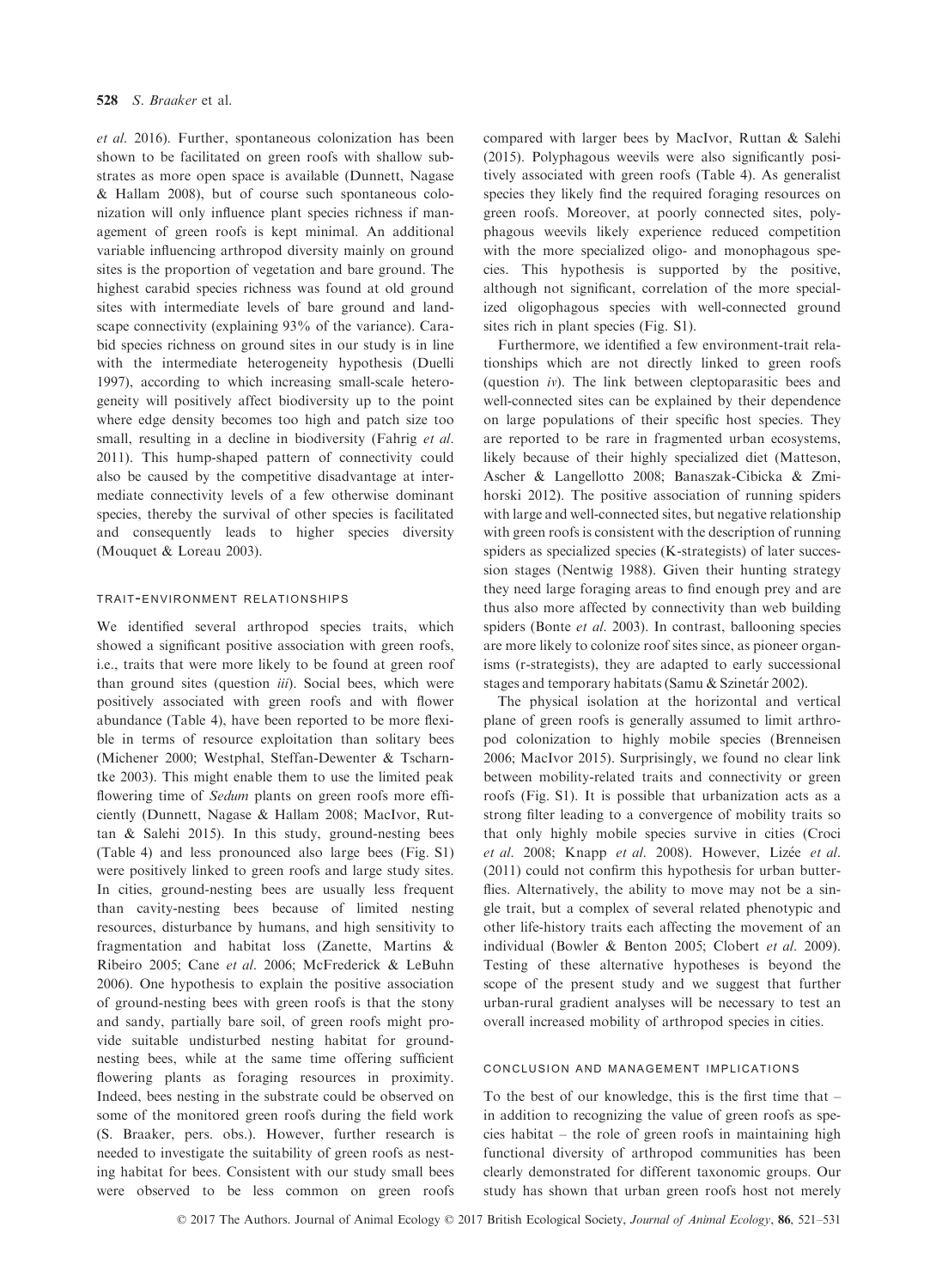et al. 2016). Further, spontaneous colonization has been shown to be facilitated on green roofs with shallow substrates as more open space is available (Dunnett, Nagase & Hallam 2008), but of course such spontaneous colonization will only influence plant species richness if management of green roofs is kept minimal. An additional variable influencing arthropod diversity mainly on ground sites is the proportion of vegetation and bare ground. The highest carabid species richness was found at old ground sites with intermediate levels of bare ground and landscape connectivity (explaining 93% of the variance). Carabid species richness on ground sites in our study is in line with the intermediate heterogeneity hypothesis (Duelli 1997), according to which increasing small-scale heterogeneity will positively affect biodiversity up to the point where edge density becomes too high and patch size too small, resulting in a decline in biodiversity (Fahrig *et al.* 2011). This hump-shaped pattern of connectivity could also be caused by the competitive disadvantage at intermediate connectivity levels of a few otherwise dominant species, thereby the survival of other species is facilitated and consequently leads to higher species diversity (Mouquet & Loreau 2003).

### Trait-environment relationships

We identified several arthropod species traits, which showed a significant positive association with green roofs, i.e., traits that were more likely to be found at green roof than ground sites (question *iii*). Social bees, which were positively associated with green roofs and with flower abundance (Table 4), have been reported to be more flexible in terms of resource exploitation than solitary bees (Michener 2000; Westphal, Steffan-Dewenter & Tscharntke 2003). This might enable them to use the limited peak flowering time of *Sedum* plants on green roofs more efficiently (Dunnett, Nagase & Hallam 2008; MacIvor, Ruttan & Salehi 2015). In this study, ground-nesting bees (Table 4) and less pronounced also large bees (Fig. S1) were positively linked to green roofs and large study sites. In cities, ground-nesting bees are usually less frequent than cavity-nesting bees because of limited nesting resources, disturbance by humans, and high sensitivity to fragmentation and habitat loss (Zanette, Martins & Ribeiro 2005; Cane *et al.* 2006; McFrederick & LeBuhn 2006). One hypothesis to explain the positive association of ground-nesting bees with green roofs is that the stony and sandy, partially bare soil, of green roofs might provide suitable undisturbed nesting habitat for ground-nesting bees, while at the same time offering sufficient flowering plants as foraging resources in proximity. Indeed, bees nesting in the substrate could be observed on some of the monitored green roofs during the field work (S. Braaker, pers. obs.). However, further research is needed to investigate the suitability of green roofs as nesting habitat for bees. Consistent with our study small bees were observed to be less common on green roofs compared with larger bees by MacIvor, Ruttan & Salehi (2015). Polyphagous weevils were also significantly positively associated with green roofs (Table 4). As generalist species they likely find the required foraging resources on green roofs. Moreover, at poorly connected sites, polyphagous weevils likely experience reduced competition with the more specialized oligo- and monophagous species. This hypothesis is supported by the positive, although not significant, correlation of the more specialized oligophagous species with well-connected ground sites rich in plant species (Fig. S1).

Furthermore, we identified a few environment-trait relationships which are not directly linked to green roofs (question *iv*). The link between cleptoparasitic bees and well-connected sites can be explained by their dependence on large populations of their specific host species. They are reported to be rare in fragmented urban ecosystems, likely because of their highly specialized diet (Matteson, Ascher & Langellotto 2008; Banaszak-Cibicka & Zmihorski 2012). The positive association of running spiders with large and well-connected sites, but negative relationship with green roofs is consistent with the description of running spiders as specialized species (K-strategists) of later succession stages (Nentwig 1988). Given their hunting strategy they need large foraging areas to find enough prey and are thus also more affected by connectivity than web building spiders (Bonte *et al.* 2003). In contrast, ballooning species are more likely to colonize roof sites since, as pioneer organisms (r-strategists), they are adapted to early successional stages and temporary habitats (Samu & Szinetár 2002).

The physical isolation at the horizontal and vertical plane of green roofs is generally assumed to limit arthropod colonization to highly mobile species (Brenneisen 2006; MacIvor 2015). Surprisingly, we found no clear link between mobility-related traits and connectivity or green roofs (Fig. S1). It is possible that urbanization acts as a strong filter leading to a convergence of mobility traits so that only highly mobile species survive in cities (Croci *et al.* 2008; Knapp *et al.* 2008). However, Lizée *et al.* (2011) could not confirm this hypothesis for urban butterflies. Alternatively, the ability to move may not be a single trait, but a complex of several related phenotypic and other life-history traits each affecting the movement of an individual (Bowler & Benton 2005; Clobert *et al.* 2009). Testing of these alternative hypotheses is beyond the scope of the present study and we suggest that further urban-rural gradient analyses will be necessary to test an overall increased mobility of arthropod species in cities.

## Conclusion and management implications

To the best of our knowledge, this is the first time that – in addition to recognizing the value of green roofs as species habitat – the role of green roofs in maintaining high functional diversity of arthropod communities has been clearly demonstrated for different taxonomic groups. Our study has shown that urban green roofs host not merely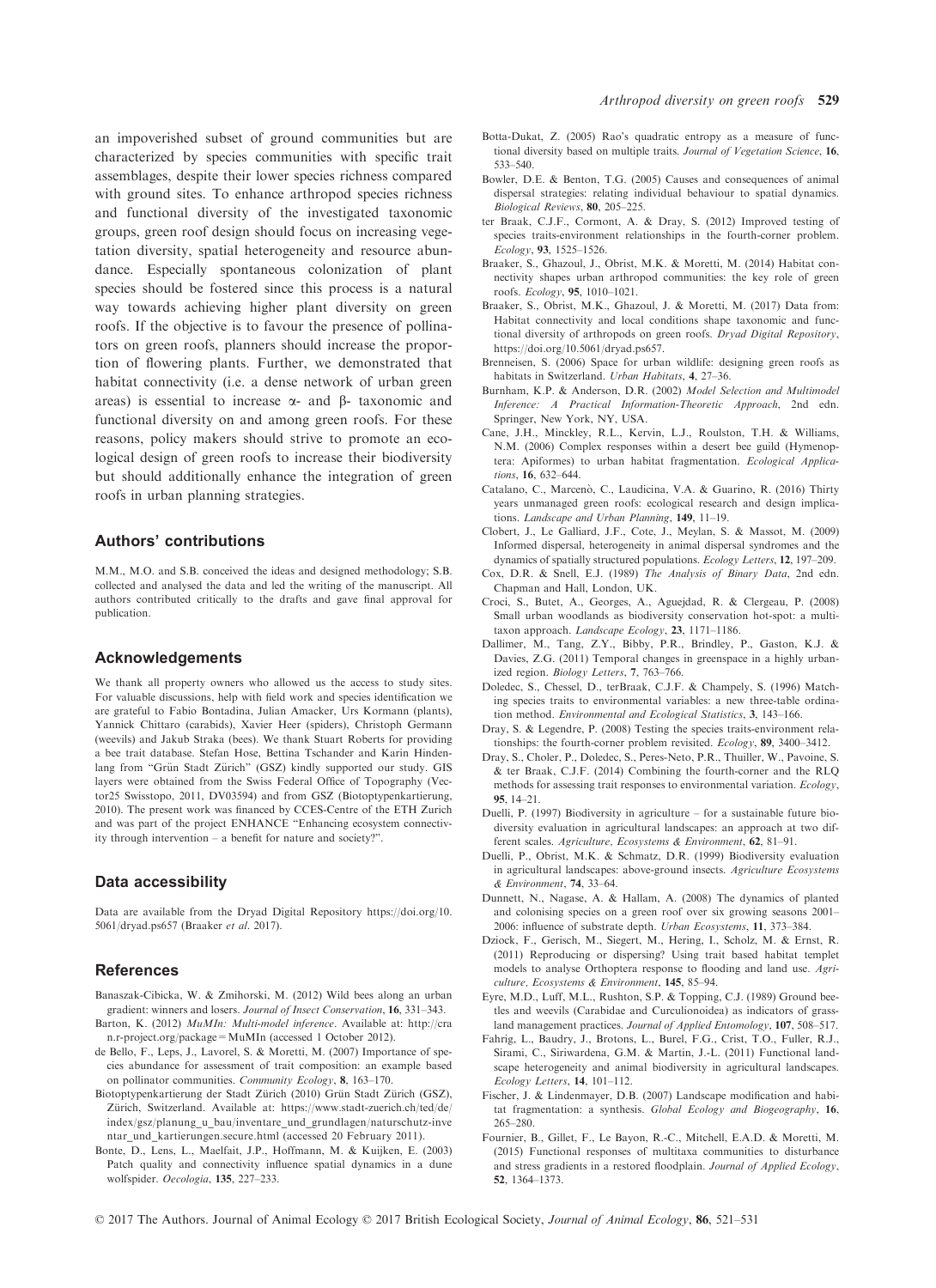an impoverished subset of ground communities but are characterized by species communities with specific trait assemblages, despite their lower species richness compared with ground sites. To enhance arthropod species richness and functional diversity of the investigated taxonomic groups, green roof design should focus on increasing vegetation diversity, spatial heterogeneity and resource abundance. Especially spontaneous colonization of plant species should be fostered since this process is a natural way towards achieving higher plant diversity on green roofs. If the objective is to favour the presence of pollinators on green roofs, planners should increase the proportion of flowering plants. Further, we demonstrated that habitat connectivity (i.e. a dense network of urban green areas) is essential to increase α- and β- taxonomic and functional diversity on and among green roofs. For these reasons, policy makers should strive to promote an ecological design of green roofs to increase their biodiversity but should additionally enhance the integration of green roofs in urban planning strategies.

## Authors' contributions

M.M., M.O. and S.B. conceived the ideas and designed methodology; S.B. collected and analysed the data and led the writing of the manuscript. All authors contributed critically to the drafts and gave final approval for publication.

## Acknowledgements

We thank all property owners who allowed us the access to study sites. For valuable discussions, help with field work and species identification we are grateful to Fabio Bontadina, Julian Amacker, Urs Kormann (plants), Yannick Chittaro (carabids), Xavier Heer (spiders), Christoph Germann (weevils) and Jakub Straka (bees). We thank Stuart Roberts for providing a bee trait database. Stefan Hose, Bettina Tschander and Karin Hindenlang from "Grün Stadt Zürich" (GSZ) kindly supported our study. GIS layers were obtained from the Swiss Federal Office of Topography (Vector25 Swisstopo, 2011, DV03594) and from GSZ (Biotoptypenkartierung, 2010). The present work was financed by CCES-Centre of the ETH Zurich and was part of the project ENHANCE "Enhancing ecosystem connectivity through intervention – a benefit for nature and society?".

## Data accessibility

Data are available from the Dryad Digital Repository https://doi.org/10.5061/dryad.ps657 (Braaker *et al*. 2017).

## References

Banaszak-Cibicka, W. & Zmihorski, M. (2012) Wild bees along an urban gradient: winners and losers. *Journal of Insect Conservation*, **16**, 331–343.

Barton, K. (2012) *MuMIn: Multi-model inference*. Available at: http://cran.r-project.org/package=MuMIn (accessed 1 October 2012).

de Bello, F., Leps, J., Lavorel, S. & Moretti, M. (2007) Importance of species abundance for assessment of trait composition: an example based on pollinator communities. *Community Ecology*, **8**, 163–170.

Biotoptypenkartierung der Stadt Zürich (2010) Grün Stadt Zürich (GSZ), Zürich, Switzerland. Available at: https://www.stadt-zuerich.ch/ted/de/index/gsz/planung_u_bau/inventare_und_grundlagen/naturschutz-inventar_und_kartierungen.secure.html (accessed 20 February 2011).

Bonte, D., Lens, L., Maelfait, J.P., Hoffmann, M. & Kuijken, E. (2003) Patch quality and connectivity influence spatial dynamics in a dune wolfspider. *Oecologia*, **135**, 227–233.

Botta-Dukat, Z. (2005) Rao's quadratic entropy as a measure of functional diversity based on multiple traits. *Journal of Vegetation Science*, **16**, 533–540.

Bowler, D.E. & Benton, T.G. (2005) Causes and consequences of animal dispersal strategies: relating individual behaviour to spatial dynamics. *Biological Reviews*, **80**, 205–225.

ter Braak, C.J.F., Cormont, A. & Dray, S. (2012) Improved testing of species traits-environment relationships in the fourth-corner problem. *Ecology*, **93**, 1525–1526.

Braaker, S., Ghazoul, J., Obrist, M.K. & Moretti, M. (2014) Habitat connectivity shapes urban arthropod communities: the key role of green roofs. *Ecology*, **95**, 1010–1021.

Braaker, S., Obrist, M.K., Ghazoul, J. & Moretti, M. (2017) Data from: Habitat connectivity and local conditions shape taxonomic and functional diversity of arthropods on green roofs. *Dryad Digital Repository*, https://doi.org/10.5061/dryad.ps657.

Brenneisen, S. (2006) Space for urban wildlife: designing green roofs as habitats in Switzerland. *Urban Habitats*, **4**, 27–36.

Burnham, K.P. & Anderson, D.R. (2002) *Model Selection and Multimodel Inference: A Practical Information-Theoretic Approach*, 2nd edn. Springer, New York, NY, USA.

Cane, J.H., Minckley, R.L., Kervin, L.J., Roulston, T.H. & Williams, N.M. (2006) Complex responses within a desert bee guild (Hymenoptera: Apiformes) to urban habitat fragmentation. *Ecological Applications*, **16**, 632–644.

Catalano, C., Marcenò, C., Laudicina, V.A. & Guarino, R. (2016) Thirty years unmanaged green roofs: ecological research and design implications. *Landscape and Urban Planning*, **149**, 11–19.

Clobert, J., Le Galliard, J.F., Cote, J., Meylan, S. & Massot, M. (2009) Informed dispersal, heterogeneity in animal dispersal syndromes and the dynamics of spatially structured populations. *Ecology Letters*, **12**, 197–209.

Cox, D.R. & Snell, E.J. (1989) *The Analysis of Binary Data*, 2nd edn. Chapman and Hall, London, UK.

Croci, S., Butet, A., Georges, A., Aguejdad, R. & Clergeau, P. (2008) Small urban woodlands as biodiversity conservation hot-spot: a multi-taxon approach. *Landscape Ecology*, **23**, 1171–1186.

Dallimer, M., Tang, Z.Y., Bibby, P.R., Brindley, P., Gaston, K.J. & Davies, Z.G. (2011) Temporal changes in greenspace in a highly urbanized region. *Biology Letters*, **7**, 763–766.

Doledec, S., Chessel, D., terBraak, C.J.F. & Champely, S. (1996) Matching species traits to environmental variables: a new three-table ordination method. *Environmental and Ecological Statistics*, **3**, 143–166.

Dray, S. & Legendre, P. (2008) Testing the species traits-environment relationships: the fourth-corner problem revisited. *Ecology*, **89**, 3400–3412.

Dray, S., Choler, P., Doledec, S., Peres-Neto, P.R., Thuiller, W., Pavoine, S. & ter Braak, C.J.F. (2014) Combining the fourth-corner and the RLQ methods for assessing trait responses to environmental variation. *Ecology*, **95**, 14–21.

Duelli, P. (1997) Biodiversity in agriculture – for a sustainable future biodiversity evaluation in agricultural landscapes: an approach at two different scales. *Agriculture, Ecosystems & Environment*, **62**, 81–91.

Duelli, P., Obrist, M.K. & Schmatz, D.R. (1999) Biodiversity evaluation in agricultural landscapes: above-ground insects. *Agriculture Ecosystems & Environment*, **74**, 33–64.

Dunnett, N., Nagase, A. & Hallam, A. (2008) The dynamics of planted and colonising species on a green roof over six growing seasons 2001–2006: influence of substrate depth. *Urban Ecosystems*, **11**, 373–384.

Dziock, F., Gerisch, M., Siegert, M., Hering, I., Scholz, M. & Ernst, R. (2011) Reproducing or dispersing? Using trait based habitat templet models to analyse Orthoptera response to flooding and land use. *Agriculture, Ecosystems & Environment*, **145**, 85–94.

Eyre, M.D., Luff, M.L., Rushton, S.P. & Topping, C.J. (1989) Ground beetles and weevils (Carabidae and Curculionoidea) as indicators of grassland management practices. *Journal of Applied Entomology*, **107**, 508–517.

Fahrig, L., Baudry, J., Brotons, L., Burel, F.G., Crist, T.O., Fuller, R.J., Sirami, C., Siriwardena, G.M. & Martin, J.-L. (2011) Functional landscape heterogeneity and animal biodiversity in agricultural landscapes. *Ecology Letters*, **14**, 101–112.

Fischer, J. & Lindenmayer, D.B. (2007) Landscape modification and habitat fragmentation: a synthesis. *Global Ecology and Biogeography*, **16**, 265–280.

Fournier, B., Gillet, F., Le Bayon, R.-C., Mitchell, E.A.D. & Moretti, M. (2015) Functional responses of multitaxa communities to disturbance and stress gradients in a restored floodplain. *Journal of Applied Ecology*, **52**, 1364–1373.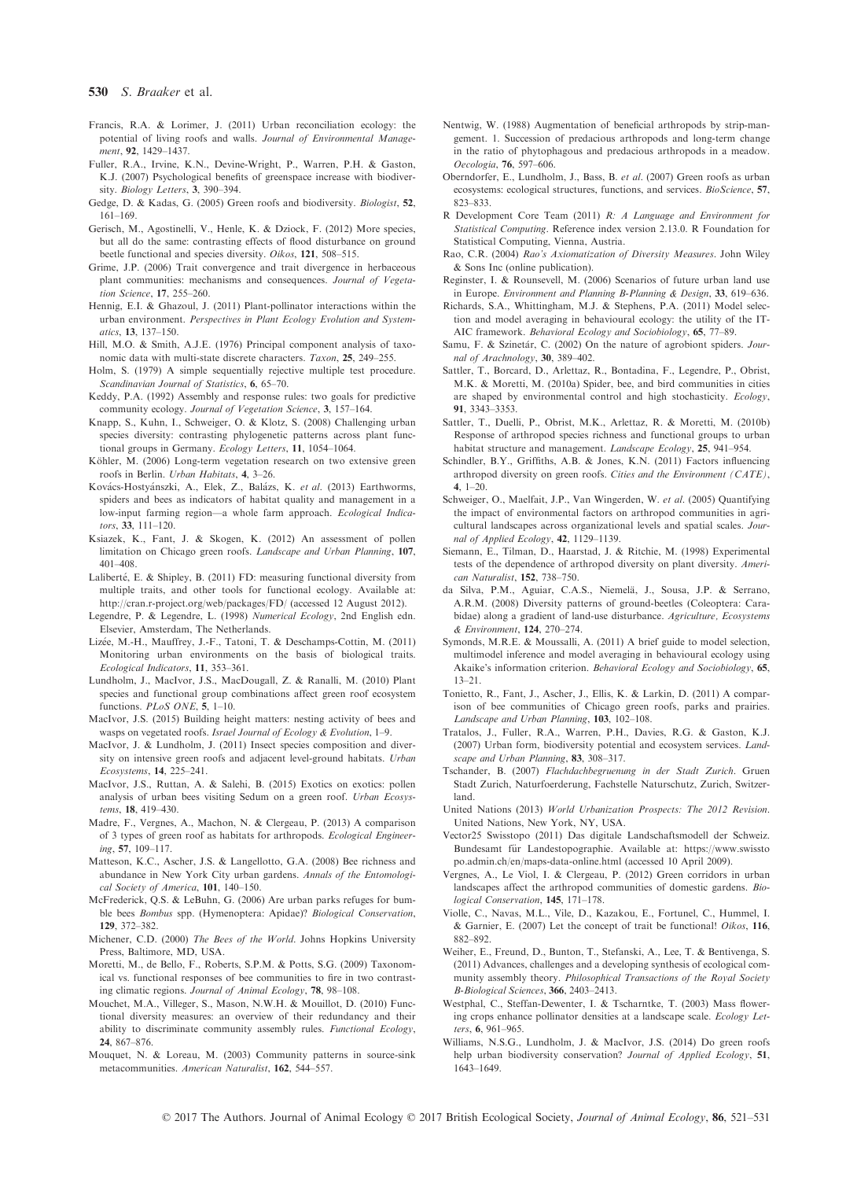Francis, R.A. & Lorimer, J. (2011) Urban reconciliation ecology: the potential of living roofs and walls. *Journal of Environmental Management*, **92**, 1429–1437.

Fuller, R.A., Irvine, K.N., Devine-Wright, P., Warren, P.H. & Gaston, K.J. (2007) Psychological benefits of greenspace increase with biodiversity. *Biology Letters*, **3**, 390–394.

Gedge, D. & Kadas, G. (2005) Green roofs and biodiversity. *Biologist*, **52**, 161–169.

Gerisch, M., Agostinelli, V., Henle, K. & Dziock, F. (2012) More species, but all do the same: contrasting effects of flood disturbance on ground beetle functional and species diversity. *Oikos*, **121**, 508–515.

Grime, J.P. (2006) Trait convergence and trait divergence in herbaceous plant communities: mechanisms and consequences. *Journal of Vegetation Science*, **17**, 255–260.

Hennig, E.I. & Ghazoul, J. (2011) Plant-pollinator interactions within the urban environment. *Perspectives in Plant Ecology Evolution and Systematics*, **13**, 137–150.

Hill, M.O. & Smith, A.J.E. (1976) Principal component analysis of taxonomic data with multi-state discrete characters. *Taxon*, **25**, 249–255.

Holm, S. (1979) A simple sequentially rejective multiple test procedure. *Scandinavian Journal of Statistics*, **6**, 65–70.

Keddy, P.A. (1992) Assembly and response rules: two goals for predictive community ecology. *Journal of Vegetation Science*, **3**, 157–164.

Knapp, S., Kuhn, I., Schweiger, O. & Klotz, S. (2008) Challenging urban species diversity: contrasting phylogenetic patterns across plant functional groups in Germany. *Ecology Letters*, **11**, 1054–1064.

Köhler, M. (2006) Long-term vegetation research on two extensive green roofs in Berlin. *Urban Habitats*, **4**, 3–26.

Kovács-Hostyánszki, A., Elek, Z., Balázs, K. *et al.* (2013) Earthworms, spiders and bees as indicators of habitat quality and management in a low-input farming region—a whole farm approach. *Ecological Indicators*, **33**, 111–120.

Ksiazek, K., Fant, J. & Skogen, K. (2012) An assessment of pollen limitation on Chicago green roofs. *Landscape and Urban Planning*, **107**, 401–408.

Laliberté, E. & Shipley, B. (2011) FD: measuring functional diversity from multiple traits, and other tools for functional ecology. Available at: http://cran.r-project.org/web/packages/FD/ (accessed 12 August 2012).

Legendre, P. & Legendre, L. (1998) *Numerical Ecology*, 2nd English edn. Elsevier, Amsterdam, The Netherlands.

Lizée, M.-H., Mauffrey, J.-F., Tatoni, T. & Deschamps-Cottin, M. (2011) Monitoring urban environments on the basis of biological traits. *Ecological Indicators*, **11**, 353–361.

Lundholm, J., MacIvor, J.S., MacDougall, Z. & Ranalli, M. (2010) Plant species and functional group combinations affect green roof ecosystem functions. *PLoS ONE*, **5**, 1–10.

MacIvor, J.S. (2015) Building height matters: nesting activity of bees and wasps on vegetated roofs. *Israel Journal of Ecology & Evolution*, 1–9.

MacIvor, J. & Lundholm, J. (2011) Insect species composition and diversity on intensive green roofs and adjacent level-ground habitats. *Urban Ecosystems*, **14**, 225–241.

MacIvor, J.S., Ruttan, A. & Salehi, B. (2015) Exotics on exotics: pollen analysis of urban bees visiting Sedum on a green roof. *Urban Ecosystems*, **18**, 419–430.

Madre, F., Vergnes, A., Machon, N. & Clergeau, P. (2013) A comparison of 3 types of green roof as habitats for arthropods. *Ecological Engineering*, **57**, 109–117.

Matteson, K.C., Ascher, J.S. & Langellotto, G.A. (2008) Bee richness and abundance in New York City urban gardens. *Annals of the Entomological Society of America*, **101**, 140–150.

McFrederick, Q.S. & LeBuhn, G. (2006) Are urban parks refuges for bumble bees *Bombus* spp. (Hymenoptera: Apidae)? *Biological Conservation*, **129**, 372–382.

Michener, C.D. (2000) *The Bees of the World*. Johns Hopkins University Press, Baltimore, MD, USA.

Moretti, M., de Bello, F., Roberts, S.P.M. & Potts, S.G. (2009) Taxonomical vs. functional responses of bee communities to fire in two contrasting climatic regions. *Journal of Animal Ecology*, **78**, 98–108.

Mouchet, M.A., Villeger, S., Mason, N.W.H. & Mouillot, D. (2010) Functional diversity measures: an overview of their redundancy and their ability to discriminate community assembly rules. *Functional Ecology*, **24**, 867–876.

Mouquet, N. & Loreau, M. (2003) Community patterns in source-sink metacommunities. *American Naturalist*, **162**, 544–557.

Nentwig, W. (1988) Augmentation of beneficial arthropods by strip-management. 1. Succession of predacious arthropods and long-term change in the ratio of phytophagous and predacious arthropods in a meadow. *Oecologia*, **76**, 597–606.

Oberndorfer, E., Lundholm, J., Bass, B. *et al.* (2007) Green roofs as urban ecosystems: ecological structures, functions, and services. *BioScience*, **57**, 823–833.

R Development Core Team (2011) *R: A Language and Environment for Statistical Computing*. Reference index version 2.13.0. R Foundation for Statistical Computing, Vienna, Austria.

Rao, C.R. (2004) *Rao's Axiomatization of Diversity Measures*. John Wiley & Sons Inc (online publication).

Reginster, I. & Rounsevell, M. (2006) Scenarios of future urban land use in Europe. *Environment and Planning B-Planning & Design*, **33**, 619–636.

Richards, S.A., Whittingham, M.J. & Stephens, P.A. (2011) Model selection and model averaging in behavioural ecology: the utility of the IT-AIC framework. *Behavioral Ecology and Sociobiology*, **65**, 77–89.

Samu, F. & Szinetár, C. (2002) On the nature of agrobiont spiders. *Journal of Arachnology*, **30**, 389–402.

Sattler, T., Borcard, D., Arlettaz, R., Bontadina, F., Legendre, P., Obrist, M.K. & Moretti, M. (2010a) Spider, bee, and bird communities in cities are shaped by environmental control and high stochasticity. *Ecology*, **91**, 3343–3353.

Sattler, T., Duelli, P., Obrist, M.K., Arlettaz, R. & Moretti, M. (2010b) Response of arthropod species richness and functional groups to urban habitat structure and management. *Landscape Ecology*, **25**, 941–954.

Schindler, B.Y., Griffiths, A.B. & Jones, K.N. (2011) Factors influencing arthropod diversity on green roofs. *Cities and the Environment (CATE)*, **4**, 1–20.

Schweiger, O., Maelfait, J.P., Van Wingerden, W. *et al.* (2005) Quantifying the impact of environmental factors on arthropod communities in agricultural landscapes across organizational levels and spatial scales. *Journal of Applied Ecology*, **42**, 1129–1139.

Siemann, E., Tilman, D., Haarstad, J. & Ritchie, M. (1998) Experimental tests of the dependence of arthropod diversity on plant diversity. *American Naturalist*, **152**, 738–750.

da Silva, P.M., Aguiar, C.A.S., Niemelä, J., Sousa, J.P. & Serrano, A.R.M. (2008) Diversity patterns of ground-beetles (Coleoptera: Carabidae) along a gradient of land-use disturbance. *Agriculture, Ecosystems & Environment*, **124**, 270–274.

Symonds, M.R.E. & Moussalli, A. (2011) A brief guide to model selection, multimodel inference and model averaging in behavioural ecology using Akaike's information criterion. *Behavioral Ecology and Sociobiology*, **65**, 13–21.

Tonietto, R., Fant, J., Ascher, J., Ellis, K. & Larkin, D. (2011) A comparison of bee communities of Chicago green roofs, parks and prairies. *Landscape and Urban Planning*, **103**, 102–108.

Tratalos, J., Fuller, R.A., Warren, P.H., Davies, R.G. & Gaston, K.J. (2007) Urban form, biodiversity potential and ecosystem services. *Landscape and Urban Planning*, **83**, 308–317.

Tschander, B. (2007) *Flachdachbegruenung in der Stadt Zurich*. Gruen Stadt Zurich, Naturfoerderung, Fachstelle Naturschutz, Zurich, Switzerland.

United Nations (2013) *World Urbanization Prospects: The 2012 Revision*. United Nations, New York, NY, USA.

Vector25 Swisstopo (2011) Das digitale Landschaftsmodell der Schweiz. Bundesamt für Landestopographie. Available at: https://www.swisstopo.admin.ch/en/maps-data-online.html (accessed 10 April 2009).

Vergnes, A., Le Viol, I. & Clergeau, P. (2012) Green corridors in urban landscapes affect the arthropod communities of domestic gardens. *Biological Conservation*, **145**, 171–178.

Violle, C., Navas, M.L., Vile, D., Kazakou, E., Fortunel, C., Hummel, I. & Garnier, E. (2007) Let the concept of trait be functional! *Oikos*, **116**, 882–892.

Weiher, E., Freund, D., Bunton, T., Stefanski, A., Lee, T. & Bentivenga, S. (2011) Advances, challenges and a developing synthesis of ecological community assembly theory. *Philosophical Transactions of the Royal Society B-Biological Sciences*, **366**, 2403–2413.

Westphal, C., Steffan-Dewenter, I. & Tscharntke, T. (2003) Mass flowering crops enhance pollinator densities at a landscape scale. *Ecology Letters*, **6**, 961–965.

Williams, N.S.G., Lundholm, J. & MacIvor, J.S. (2014) Do green roofs help urban biodiversity conservation? *Journal of Applied Ecology*, **51**, 1643–1649.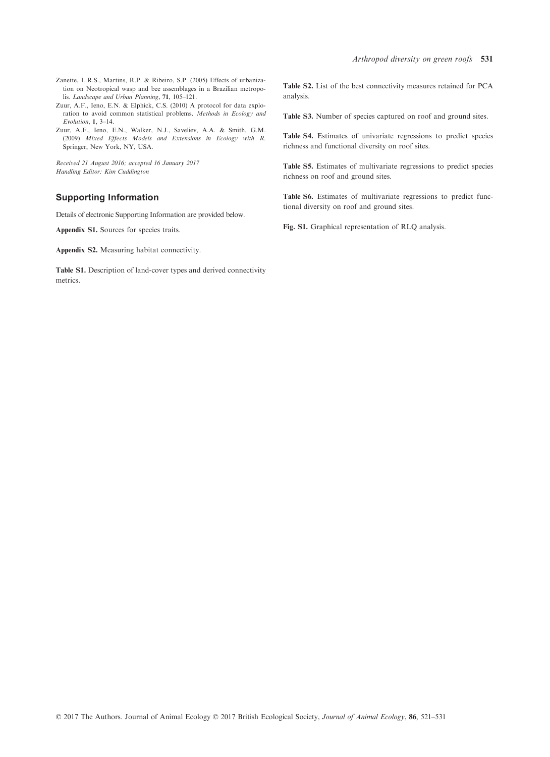Zanette, L.R.S., Martins, R.P. & Ribeiro, S.P. (2005) Effects of urbanization on Neotropical wasp and bee assemblages in a Brazilian metropolis. *Landscape and Urban Planning*, **71**, 105–121.

Zuur, A.F., Ieno, E.N. & Elphick, C.S. (2010) A protocol for data exploration to avoid common statistical problems. *Methods in Ecology and Evolution*, **1**, 3–14.

Zuur, A.F., Ieno, E.N., Walker, N.J., Saveliev, A.A. & Smith, G.M. (2009) *Mixed Effects Models and Extensions in Ecology with R*. Springer, New York, NY, USA.

*Received 21 August 2016; accepted 16 January 2017*
*Handling Editor: Kim Cuddington*

## Supporting Information

Details of electronic Supporting Information are provided below.

**Appendix S1.** Sources for species traits.

**Appendix S2.** Measuring habitat connectivity.

**Table S1.** Description of land-cover types and derived connectivity metrics.

**Table S2.** List of the best connectivity measures retained for PCA analysis.

**Table S3.** Number of species captured on roof and ground sites.

**Table S4.** Estimates of univariate regressions to predict species richness and functional diversity on roof sites.

**Table S5.** Estimates of multivariate regressions to predict species richness on roof and ground sites.

**Table S6.** Estimates of multivariate regressions to predict functional diversity on roof and ground sites.

**Fig. S1.** Graphical representation of RLQ analysis.